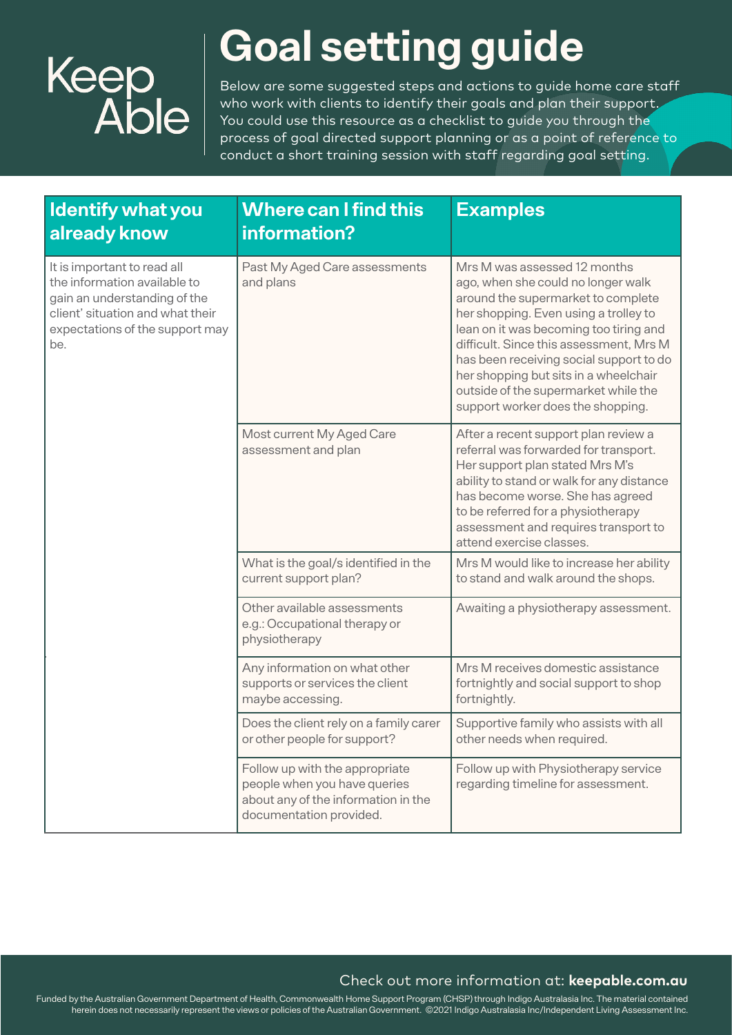Keep Able

# Goal setting guide

Below are some suggested steps and actions to guide home care staff who work with clients to identify their goals and plan their support. You could use this resource as a checklist to guide you through the process of goal directed support planning or as a point of reference to conduct a short training session with staff regarding goal setting.

| Identify what you already know | Where can I find this information? | Examples |
|---|---|---|
| It is important to read all the information available to gain an understanding of the client' situation and what their expectations of the support may be. | Past My Aged Care assessments and plans | Mrs M was assessed 12 months ago, when she could no longer walk around the supermarket to complete her shopping. Even using a trolley to lean on it was becoming too tiring and difficult. Since this assessment, Mrs M has been receiving social support to do her shopping but sits in a wheelchair outside of the supermarket while the support worker does the shopping. |
| | Most current My Aged Care assessment and plan | After a recent support plan review a referral was forwarded for transport. Her support plan stated Mrs M's ability to stand or walk for any distance has become worse. She has agreed to be referred for a physiotherapy assessment and requires transport to attend exercise classes. |
| | What is the goal/s identified in the current support plan? | Mrs M would like to increase her ability to stand and walk around the shops. |
| | Other available assessments e.g.: Occupational therapy or physiotherapy | Awaiting a physiotherapy assessment. |
| | Any information on what other supports or services the client maybe accessing. | Mrs M receives domestic assistance fortnightly and social support to shop fortnightly. |
| | Does the client rely on a family carer or other people for support? | Supportive family who assists with all other needs when required. |
| | Follow up with the appropriate people when you have queries about any of the information in the documentation provided. | Follow up with Physiotherapy service regarding timeline for assessment. |

Check out more information at: **keepable.com.au**

Funded by the Australian Government Department of Health, Commonwealth Home Support Program (CHSP) through Indigo Australasia Inc. The material contained herein does not necessarily represent the views or policies of the Australian Government. ©2021 Indigo Australasia Inc/Independent Living Assessment Inc.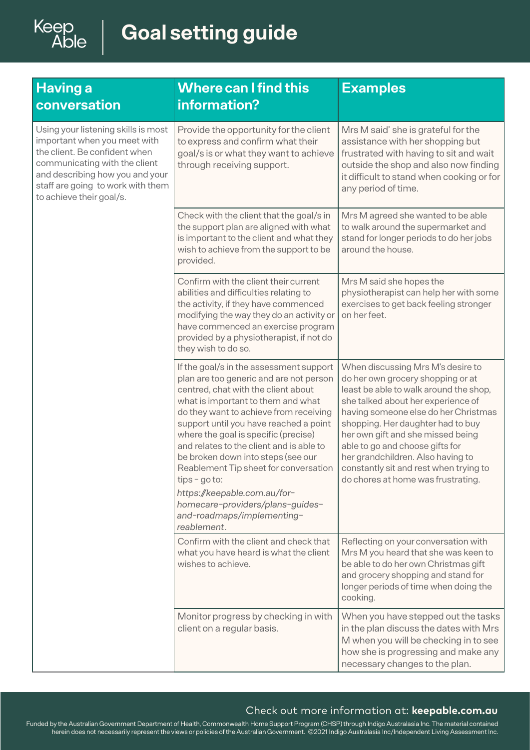# Goal setting guide

| Having a conversation | Where can I find this information? | Examples |
|---|---|---|
| Using your listening skills is most important when you meet with the client. Be confident when communicating with the client and describing how you and your staff are going to work with them to achieve their goal/s. | Provide the opportunity for the client to express and confirm what their goal/s is or what they want to achieve through receiving support. | Mrs M said' she is grateful for the assistance with her shopping but frustrated with having to sit and wait outside the shop and also now finding it difficult to stand when cooking or for any period of time. |
| | Check with the client that the goal/s in the support plan are aligned with what is important to the client and what they wish to achieve from the support to be provided. | Mrs M agreed she wanted to be able to walk around the supermarket and stand for longer periods to do her jobs around the house. |
| | Confirm with the client their current abilities and difficulties relating to the activity, if they have commenced modifying the way they do an activity or have commenced an exercise program provided by a physiotherapist, if not do they wish to do so. | Mrs M said she hopes the physiotherapist can help her with some exercises to get back feeling stronger on her feet. |
| | If the goal/s in the assessment support plan are too generic and are not person centred, chat with the client about what is important to them and what do they want to achieve from receiving support until you have reached a point where the goal is specific (precise) and relates to the client and is able to be broken down into steps (see our Reablement Tip sheet for conversation tips – go to: *https://keepable.com.au/for-homecare-providers/plans-guides-and-roadmaps/implementing-reablement*. | When discussing Mrs M's desire to do her own grocery shopping or at least be able to walk around the shop, she talked about her experience of having someone else do her Christmas shopping. Her daughter had to buy her own gift and she missed being able to go and choose gifts for her grandchildren. Also having to constantly sit and rest when trying to do chores at home was frustrating. |
| | Confirm with the client and check that what you have heard is what the client wishes to achieve. | Reflecting on your conversation with Mrs M you heard that she was keen to be able to do her own Christmas gift and grocery shopping and stand for longer periods of time when doing the cooking. |
| | Monitor progress by checking in with client on a regular basis. | When you have stepped out the tasks in the plan discuss the dates with Mrs M when you will be checking in to see how she is progressing and make any necessary changes to the plan. |

Check out more information at: **keepable.com.au**

Funded by the Australian Government Department of Health, Commonwealth Home Support Program (CHSP) through Indigo Australasia Inc. The material contained herein does not necessarily represent the views or policies of the Australian Government. ©2021 Indigo Australasia Inc/Independent Living Assessment Inc.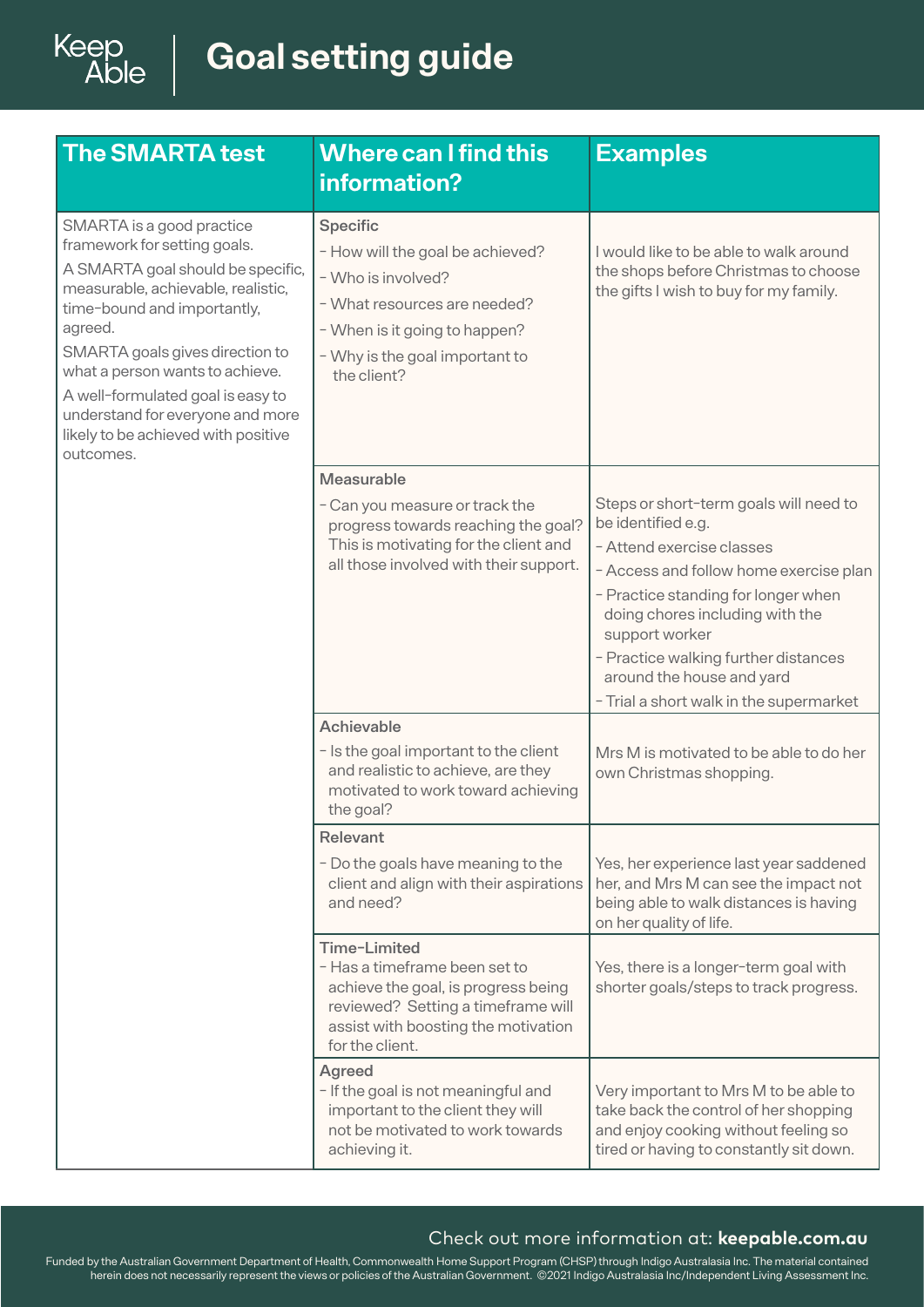# Goal setting guide

| The SMARTA test | Where can I find this information? | Examples |
|---|---|---|
| SMARTA is a good practice framework for setting goals.<br>A SMARTA goal should be specific, measurable, achievable, realistic, time-bound and importantly, agreed.<br>SMARTA goals gives direction to what a person wants to achieve.<br>A well-formulated goal is easy to understand for everyone and more likely to be achieved with positive outcomes. | **Specific**<br>- How will the goal be achieved?<br>- Who is involved?<br>- What resources are needed?<br>- When is it going to happen?<br>- Why is the goal important to the client? | I would like to be able to walk around the shops before Christmas to choose the gifts I wish to buy for my family. |
| | **Measurable**<br>- Can you measure or track the progress towards reaching the goal? This is motivating for the client and all those involved with their support. | Steps or short-term goals will need to be identified e.g.<br>- Attend exercise classes<br>- Access and follow home exercise plan<br>- Practice standing for longer when doing chores including with the support worker<br>- Practice walking further distances around the house and yard<br>- Trial a short walk in the supermarket |
| | **Achievable**<br>- Is the goal important to the client and realistic to achieve, are they motivated to work toward achieving the goal? | Mrs M is motivated to be able to do her own Christmas shopping. |
| | **Relevant**<br>- Do the goals have meaning to the client and align with their aspirations and need? | Yes, her experience last year saddened her, and Mrs M can see the impact not being able to walk distances is having on her quality of life. |
| | **Time-Limited**<br>- Has a timeframe been set to achieve the goal, is progress being reviewed? Setting a timeframe will assist with boosting the motivation for the client. | Yes, there is a longer-term goal with shorter goals/steps to track progress. |
| | **Agreed**<br>- If the goal is not meaningful and important to the client they will not be motivated to work towards achieving it. | Very important to Mrs M to be able to take back the control of her shopping and enjoy cooking without feeling so tired or having to constantly sit down. |

Check out more information at: **keepable.com.au**

Funded by the Australian Government Department of Health, Commonwealth Home Support Program (CHSP) through Indigo Australasia Inc. The material contained herein does not necessarily represent the views or policies of the Australian Government. ©2021 Indigo Australasia Inc/Independent Living Assessment Inc.